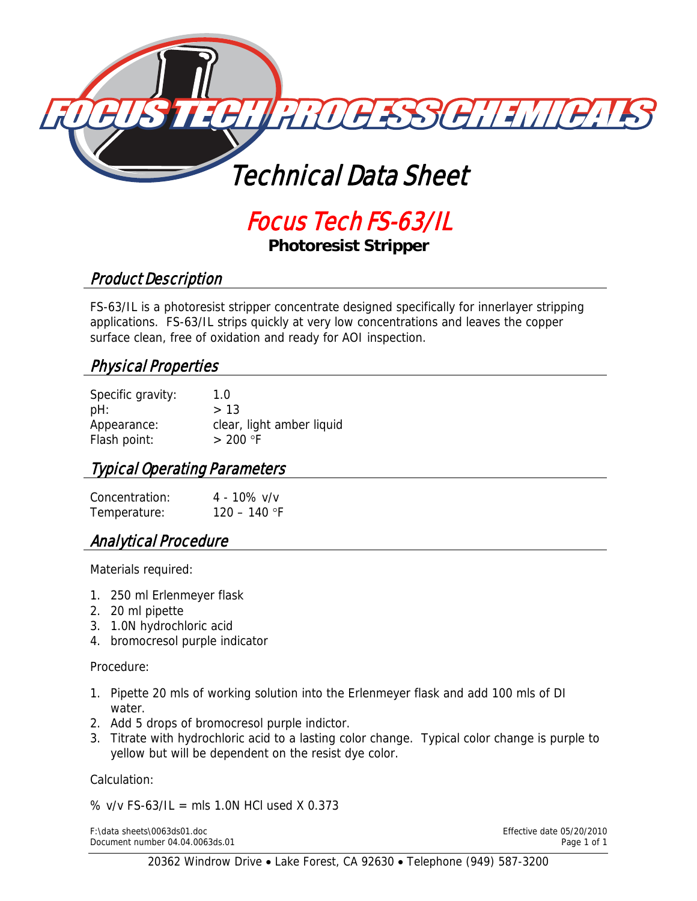# FOCUS TECH PROCESS CHEMICALS

## Technical Data Sheet

# Focus Tech FS-63/IL

**Photoresist Stripper**

## Product Description

FS-63/IL is a photoresist stripper concentrate designed specifically for innerlayer stripping applications. FS-63/IL strips quickly at very low concentrations and leaves the copper surface clean, free of oxidation and ready for AOI inspection.

## Physical Properties

| | |
|---|---|
| Specific gravity: | 1.0 |
| pH: | > 13 |
| Appearance: | clear, light amber liquid |
| Flash point: | > 200 °F |

## Typical Operating Parameters

| | |
|---|---|
| Concentration: | 4 - 10% v/v |
| Temperature: | 120 – 140 °F |

## Analytical Procedure

Materials required:

1. 250 ml Erlenmeyer flask
2. 20 ml pipette
3. 1.0N hydrochloric acid
4. bromocresol purple indicator

Procedure:

1. Pipette 20 mls of working solution into the Erlenmeyer flask and add 100 mls of DI water.
2. Add 5 drops of bromocresol purple indictor.
3. Titrate with hydrochloric acid to a lasting color change. Typical color change is purple to yellow but will be dependent on the resist dye color.

Calculation:

% v/v FS-63/IL = mls 1.0N HCl used X 0.373

F:\data sheets\0063ds01.doc
Document number 04.04.0063ds.01

Effective date 05/20/2010

20362 Windrow Drive • Lake Forest, CA 92630 • Telephone (949) 587-3200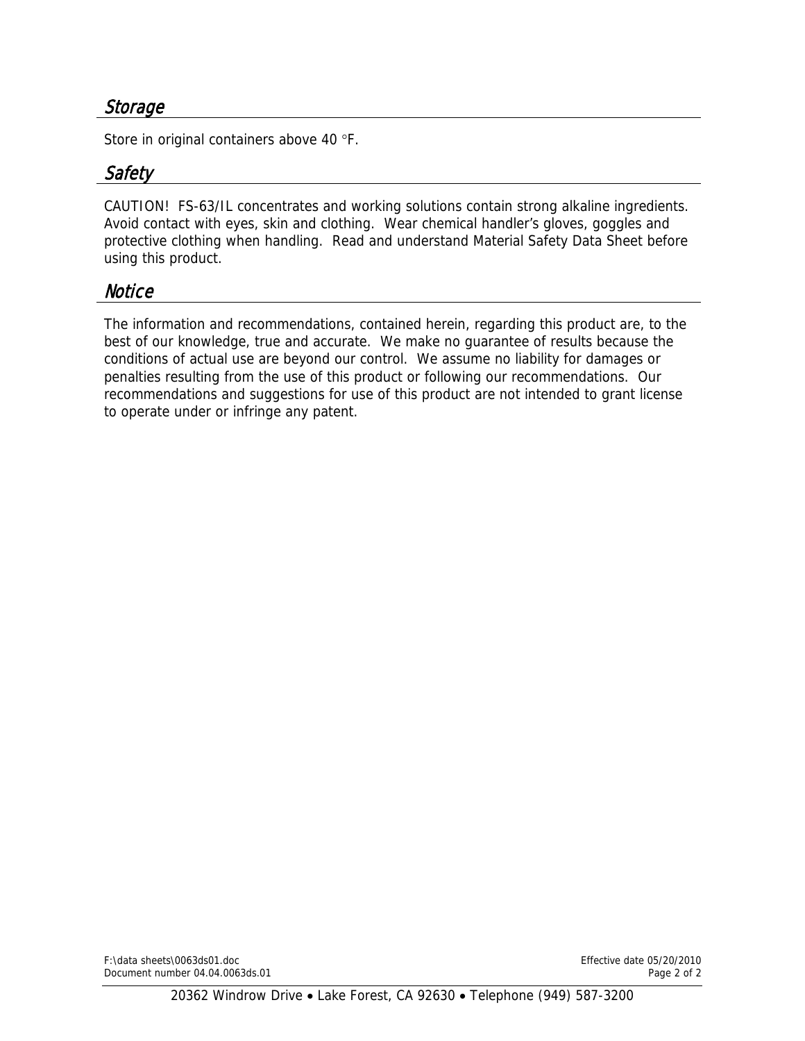## *Storage*

Store in original containers above 40 °F.

## *Safety*

CAUTION!  FS-63/IL concentrates and working solutions contain strong alkaline ingredients.  Avoid contact with eyes, skin and clothing.  Wear chemical handler's gloves, goggles and protective clothing when handling.  Read and understand Material Safety Data Sheet before using this product.

## *Notice*

The information and recommendations, contained herein, regarding this product are, to the best of our knowledge, true and accurate.  We make no guarantee of results because the conditions of actual use are beyond our control.  We assume no liability for damages or penalties resulting from the use of this product or following our recommendations.  Our recommendations and suggestions for use of this product are not intended to grant license to operate under or infringe any patent.